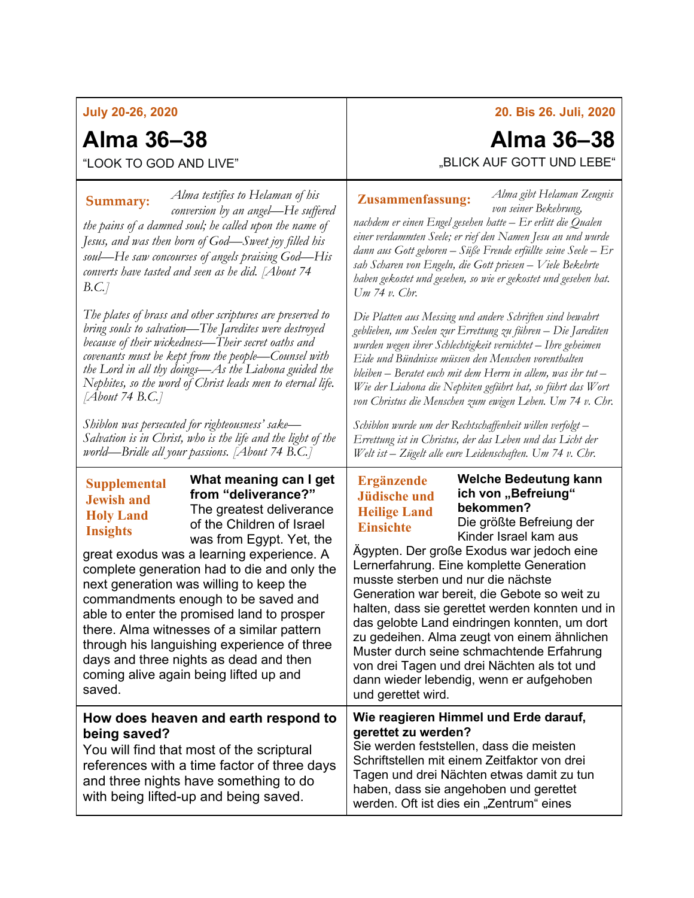**July 20-26, 2020**

# Alma 36–38

"LOOK TO GOD AND LIVE"

**Summary:** *Alma testifies to Helaman of his conversion by an angel—He suffered the pains of a damned soul; he called upon the name of Jesus, and was then born of God—Sweet joy filled his soul—He saw concourses of angels praising God—His converts have tasted and seen as he did. [About 74 B.C.]*

*The plates of brass and other scriptures are preserved to bring souls to salvation—The Jaredites were destroyed because of their wickedness—Their secret oaths and covenants must be kept from the people—Counsel with the Lord in all thy doings—As the Liahona guided the Nephites, so the word of Christ leads men to eternal life. [About 74 B.C.]*

*Shiblon was persecuted for righteousness' sake—Salvation is in Christ, who is the life and the light of the world—Bridle all your passions. [About 74 B.C.]*

**Supplemental Jewish and Holy Land Insights**

**What meaning can I get from "deliverance?"**
The greatest deliverance of the Children of Israel was from Egypt. Yet, the great exodus was a learning experience. A complete generation had to die and only the next generation was willing to keep the commandments enough to be saved and able to enter the promised land to prosper there. Alma witnesses of a similar pattern through his languishing experience of three days and three nights as dead and then coming alive again being lifted up and saved.

**How does heaven and earth respond to being saved?**
You will find that most of the scriptural references with a time factor of three days and three nights have something to do with being lifted-up and being saved.

---

**20. Bis 26. Juli, 2020**

# Alma 36–38

„BLICK AUF GOTT UND LEBE"

**Zusammenfassung:** *Alma gibt Helaman Zeugnis von seiner Bekehrung, nachdem er einen Engel gesehen hatte – Er erlitt die Qualen einer verdammten Seele; er rief den Namen Jesu an und wurde dann aus Gott geboren – Süße Freude erfüllte seine Seele – Er sah Scharen von Engeln, die Gott priesen – Viele Bekehrte haben gekostet und gesehen, so wie er gekostet und gesehen hat. Um 74 v. Chr.*

*Die Platten aus Messing und andere Schriften sind bewahrt geblieben, um Seelen zur Errettung zu führen – Die Jarediten wurden wegen ihrer Schlechtigkeit vernichtet – Ihre geheimen Eide und Bündnisse müssen den Menschen vorenthalten bleiben – Beratet euch mit dem Herrn in allem, was ihr tut – Wie der Liahona die Nephiten geführt hat, so führt das Wort von Christus die Menschen zum ewigen Leben. Um 74 v. Chr.*

*Schiblon wurde um der Rechtschaffenheit willen verfolgt – Errettung ist in Christus, der das Leben und das Licht der Welt ist – Zügelt alle eure Leidenschaften. Um 74 v. Chr.*

**Ergänzende Jüdische und Heilige Land Einsichte**

**Welche Bedeutung kann ich von „Befreiung" bekommen?**
Die größte Befreiung der Kinder Israel kam aus Ägypten. Der große Exodus war jedoch eine Lernerfahrung. Eine komplette Generation musste sterben und nur die nächste Generation war bereit, die Gebote so weit zu halten, dass sie gerettet werden konnten und in das gelobte Land eindringen konnten, um dort zu gedeihen. Alma zeugt von einem ähnlichen Muster durch seine schmachtende Erfahrung von drei Tagen und drei Nächten als tot und dann wieder lebendig, wenn er aufgehoben und gerettet wird.

**Wie reagieren Himmel und Erde darauf, gerettet zu werden?**
Sie werden feststellen, dass die meisten Schriftstellen mit einem Zeitfaktor von drei Tagen und drei Nächten etwas damit zu tun haben, dass sie angehoben und gerettet werden. Oft ist dies ein „Zentrum" eines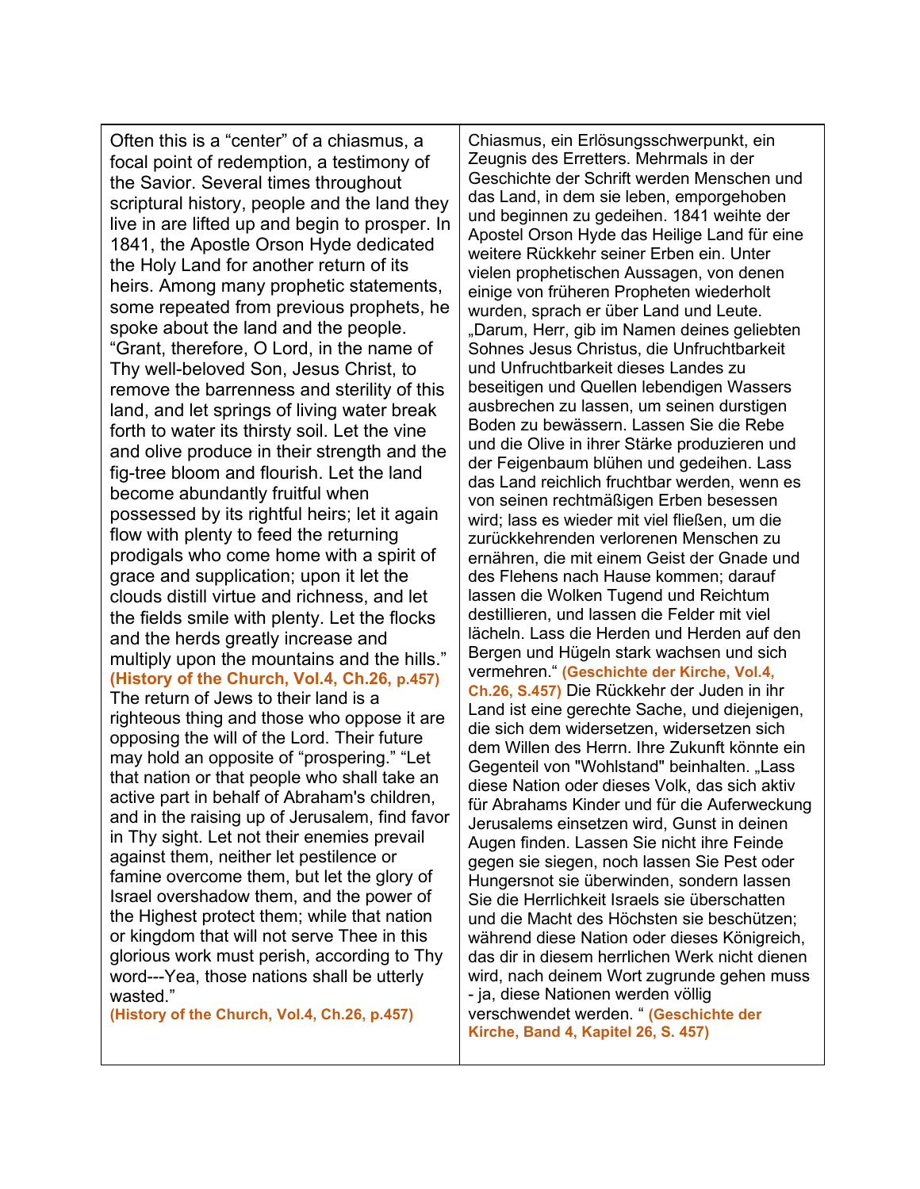| | |
|---|---|
| Often this is a "center" of a chiasmus, a focal point of redemption, a testimony of the Savior. Several times throughout scriptural history, people and the land they live in are lifted up and begin to prosper. In 1841, the Apostle Orson Hyde dedicated the Holy Land for another return of its heirs. Among many prophetic statements, some repeated from previous prophets, he spoke about the land and the people. "Grant, therefore, O Lord, in the name of Thy well-beloved Son, Jesus Christ, to remove the barrenness and sterility of this land, and let springs of living water break forth to water its thirsty soil. Let the vine and olive produce in their strength and the fig-tree bloom and flourish. Let the land become abundantly fruitful when possessed by its rightful heirs; let it again flow with plenty to feed the returning prodigals who come home with a spirit of grace and supplication; upon it let the clouds distill virtue and richness, and let the fields smile with plenty. Let the flocks and the herds greatly increase and multiply upon the mountains and the hills." **(History of the Church, Vol.4, Ch.26, p.457)** The return of Jews to their land is a righteous thing and those who oppose it are opposing the will of the Lord. Their future may hold an opposite of "prospering." "Let that nation or that people who shall take an active part in behalf of Abraham's children, and in the raising up of Jerusalem, find favor in Thy sight. Let not their enemies prevail against them, neither let pestilence or famine overcome them, but let the glory of Israel overshadow them, and the power of the Highest protect them; while that nation or kingdom that will not serve Thee in this glorious work must perish, according to Thy word---Yea, those nations shall be utterly wasted." **(History of the Church, Vol.4, Ch.26, p.457)** | Chiasmus, ein Erlösungsschwerpunkt, ein Zeugnis des Erretters. Mehrmals in der Geschichte der Schrift werden Menschen und das Land, in dem sie leben, emporgehoben und beginnen zu gedeihen. 1841 weihte der Apostel Orson Hyde das Heilige Land für eine weitere Rückkehr seiner Erben ein. Unter vielen prophetischen Aussagen, von denen einige von früheren Propheten wiederholt wurden, sprach er über Land und Leute. „Darum, Herr, gib im Namen deines geliebten Sohnes Jesus Christus, die Unfruchtbarkeit und Unfruchtbarkeit dieses Landes zu beseitigen und Quellen lebendigen Wassers ausbrechen zu lassen, um seinen durstigen Boden zu bewässern. Lassen Sie die Rebe und die Olive in ihrer Stärke produzieren und der Feigenbaum blühen und gedeihen. Lass das Land reichlich fruchtbar werden, wenn es von seinen rechtmäßigen Erben besessen wird; lass es wieder mit viel fließen, um die zurückkehrenden verlorenen Menschen zu ernähren, die mit einem Geist der Gnade und des Flehens nach Hause kommen; darauf lassen die Wolken Tugend und Reichtum destillieren, und lassen die Felder mit viel lächeln. Lass die Herden und Herden auf den Bergen und Hügeln stark wachsen und sich vermehren." **(Geschichte der Kirche, Vol.4, Ch.26, S.457)** Die Rückkehr der Juden in ihr Land ist eine gerechte Sache, und diejenigen, die sich dem widersetzen, widersetzen sich dem Willen des Herrn. Ihre Zukunft könnte ein Gegenteil von "Wohlstand" beinhalten. „Lass diese Nation oder dieses Volk, das sich aktiv für Abrahams Kinder und für die Auferweckung Jerusalems einsetzen wird, Gunst in deinen Augen finden. Lassen Sie nicht ihre Feinde gegen sie siegen, noch lassen Sie Pest oder Hungersnot sie überwinden, sondern lassen Sie die Herrlichkeit Israels sie überschatten und die Macht des Höchsten sie beschützen; während diese Nation oder dieses Königreich, das dir in diesem herrlichen Werk nicht dienen wird, nach deinem Wort zugrunde gehen muss - ja, diese Nationen werden völlig verschwendet werden. " **(Geschichte der Kirche, Band 4, Kapitel 26, S. 457)** |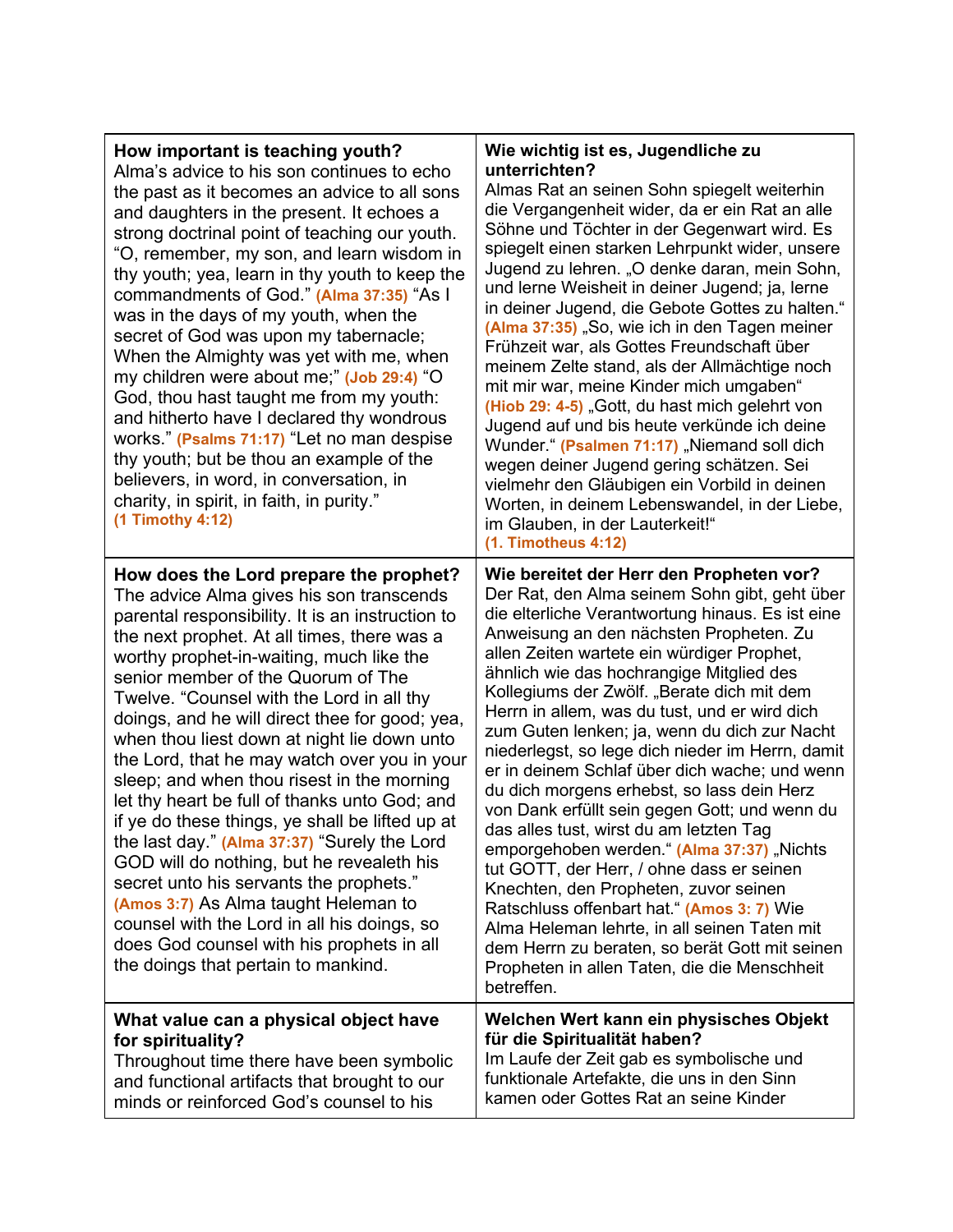| **How important is teaching youth?** Alma's advice to his son continues to echo the past as it becomes an advice to all sons and daughters in the present. It echoes a strong doctrinal point of teaching our youth. "O, remember, my son, and learn wisdom in thy youth; yea, learn in thy youth to keep the commandments of God." **(Alma 37:35)** "As I was in the days of my youth, when the secret of God was upon my tabernacle; When the Almighty was yet with me, when my children were about me;" **(Job 29:4)** "O God, thou hast taught me from my youth: and hitherto have I declared thy wondrous works." **(Psalms 71:17)** "Let no man despise thy youth; but be thou an example of the believers, in word, in conversation, in charity, in spirit, in faith, in purity." **(1 Timothy 4:12)** | **Wie wichtig ist es, Jugendliche zu unterrichten?** Almas Rat an seinen Sohn spiegelt weiterhin die Vergangenheit wider, da er ein Rat an alle Söhne und Töchter in der Gegenwart wird. Es spiegelt einen starken Lehrpunkt wider, unsere Jugend zu lehren. „O denke daran, mein Sohn, und lerne Weisheit in deiner Jugend; ja, lerne in deiner Jugend, die Gebote Gottes zu halten." **(Alma 37:35)** „So, wie ich in den Tagen meiner Frühzeit war, als Gottes Freundschaft über meinem Zelte stand, als der Allmächtige noch mit mir war, meine Kinder mich umgaben" **(Hiob 29: 4-5)** „Gott, du hast mich gelehrt von Jugend auf und bis heute verkünde ich deine Wunder." **(Psalmen 71:17)** „Niemand soll dich wegen deiner Jugend gering schätzen. Sei vielmehr den Gläubigen ein Vorbild in deinen Worten, in deinem Lebenswandel, in der Liebe, im Glauben, in der Lauterkeit!" **(1. Timotheus 4:12)** |
|---|---|
| **How does the Lord prepare the prophet?** The advice Alma gives his son transcends parental responsibility. It is an instruction to the next prophet. At all times, there was a worthy prophet-in-waiting, much like the senior member of the Quorum of The Twelve. "Counsel with the Lord in all thy doings, and he will direct thee for good; yea, when thou liest down at night lie down unto the Lord, that he may watch over you in your sleep; and when thou risest in the morning let thy heart be full of thanks unto God; and if ye do these things, ye shall be lifted up at the last day." **(Alma 37:37)** "Surely the Lord GOD will do nothing, but he revealeth his secret unto his servants the prophets." **(Amos 3:7)** As Alma taught Heleman to counsel with the Lord in all his doings, so does God counsel with his prophets in all the doings that pertain to mankind. | **Wie bereitet der Herr den Propheten vor?** Der Rat, den Alma seinem Sohn gibt, geht über die elterliche Verantwortung hinaus. Es ist eine Anweisung an den nächsten Propheten. Zu allen Zeiten wartete ein würdiger Prophet, ähnlich wie das hochrangige Mitglied des Kollegiums der Zwölf. „Berate dich mit dem Herrn in allem, was du tust, und er wird dich zum Guten lenken; ja, wenn du dich zur Nacht niederlegst, so lege dich nieder im Herrn, damit er in deinem Schlaf über dich wache; und wenn du dich morgens erhebst, so lass dein Herz von Dank erfüllt sein gegen Gott; und wenn du das alles tust, wirst du am letzten Tag emporgehoben werden." **(Alma 37:37)** „Nichts tut GOTT, der Herr, / ohne dass er seinen Knechten, den Propheten, zuvor seinen Ratschluss offenbart hat." **(Amos 3: 7)** Wie Alma Heleman lehrte, in all seinen Taten mit dem Herrn zu beraten, so berät Gott mit seinen Propheten in allen Taten, die die Menschheit betreffen. |
| **What value can a physical object have for spirituality?** Throughout time there have been symbolic and functional artifacts that brought to our minds or reinforced God's counsel to his | **Welchen Wert kann ein physisches Objekt für die Spiritualität haben?** Im Laufe der Zeit gab es symbolische und funktionale Artefakte, die uns in den Sinn kamen oder Gottes Rat an seine Kinder |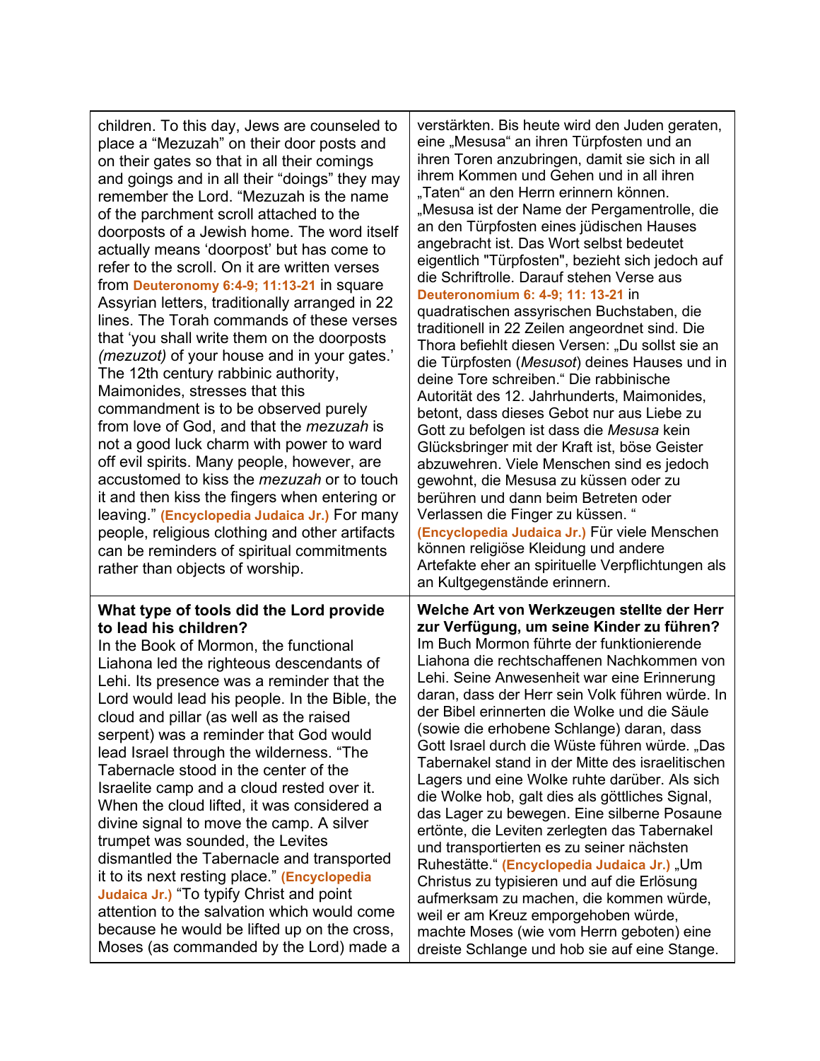| | |
|---|---|
| children. To this day, Jews are counseled to place a "Mezuzah" on their door posts and on their gates so that in all their comings and goings and in all their "doings" they may remember the Lord. "Mezuzah is the name of the parchment scroll attached to the doorposts of a Jewish home. The word itself actually means 'doorpost' but has come to refer to the scroll. On it are written verses from **Deuteronomy 6:4-9; 11:13-21** in square Assyrian letters, traditionally arranged in 22 lines. The Torah commands of these verses that 'you shall write them on the doorposts *(mezuzot)* of your house and in your gates.' The 12th century rabbinic authority, Maimonides, stresses that this commandment is to be observed purely from love of God, and that the *mezuzah* is not a good luck charm with power to ward off evil spirits. Many people, however, are accustomed to kiss the *mezuzah* or to touch it and then kiss the fingers when entering or leaving." **(Encyclopedia Judaica Jr.)** For many people, religious clothing and other artifacts can be reminders of spiritual commitments rather than objects of worship. | verstärkten. Bis heute wird den Juden geraten, eine „Mesusa" an ihren Türpfosten und an ihren Toren anzubringen, damit sie sich in all ihrem Kommen und Gehen und in all ihren „Taten" an den Herrn erinnern können. „Mesusa ist der Name der Pergamentrolle, die an den Türpfosten eines jüdischen Hauses angebracht ist. Das Wort selbst bedeutet eigentlich "Türpfosten", bezieht sich jedoch auf die Schriftrolle. Darauf stehen Verse aus **Deuteronomium 6: 4-9; 11: 13-21** in quadratischen assyrischen Buchstaben, die traditionell in 22 Zeilen angeordnet sind. Die Thora befiehlt diesen Versen: „Du sollst sie an die Türpfosten (*Mesusot*) deines Hauses und in deine Tore schreiben." Die rabbinische Autorität des 12. Jahrhunderts, Maimonides, betont, dass dieses Gebot nur aus Liebe zu Gott zu befolgen ist dass die *Mesusa* kein Glücksbringer mit der Kraft ist, böse Geister abzuwehren. Viele Menschen sind es jedoch gewohnt, die Mesusa zu küssen oder zu berühren und dann beim Betreten oder Verlassen die Finger zu küssen. " **(Encyclopedia Judaica Jr.)** Für viele Menschen können religiöse Kleidung und andere Artefakte eher an spirituelle Verpflichtungen als an Kultgegenstände erinnern. |
| **What type of tools did the Lord provide to lead his children?** In the Book of Mormon, the functional Liahona led the righteous descendants of Lehi. Its presence was a reminder that the Lord would lead his people. In the Bible, the cloud and pillar (as well as the raised serpent) was a reminder that God would lead Israel through the wilderness. "The Tabernacle stood in the center of the Israelite camp and a cloud rested over it. When the cloud lifted, it was considered a divine signal to move the camp. A silver trumpet was sounded, the Levites dismantled the Tabernacle and transported it to its next resting place." **(Encyclopedia Judaica Jr.)** "To typify Christ and point attention to the salvation which would come because he would be lifted up on the cross, Moses (as commanded by the Lord) made a | **Welche Art von Werkzeugen stellte der Herr zur Verfügung, um seine Kinder zu führen?** Im Buch Mormon führte der funktionierende Liahona die rechtschaffenen Nachkommen von Lehi. Seine Anwesenheit war eine Erinnerung daran, dass der Herr sein Volk führen würde. In der Bibel erinnerten die Wolke und die Säule (sowie die erhobene Schlange) daran, dass Gott Israel durch die Wüste führen würde. „Das Tabernakel stand in der Mitte des israelitischen Lagers und eine Wolke ruhte darüber. Als sich die Wolke hob, galt dies als göttliches Signal, das Lager zu bewegen. Eine silberne Posaune ertönte, die Leviten zerlegten das Tabernakel und transportierten es zu seiner nächsten Ruhestätte." **(Encyclopedia Judaica Jr.)** „Um Christus zu typisieren und auf die Erlösung aufmerksam zu machen, die kommen würde, weil er am Kreuz emporgehoben würde, machte Moses (wie vom Herrn geboten) eine dreiste Schlange und hob sie auf eine Stange. |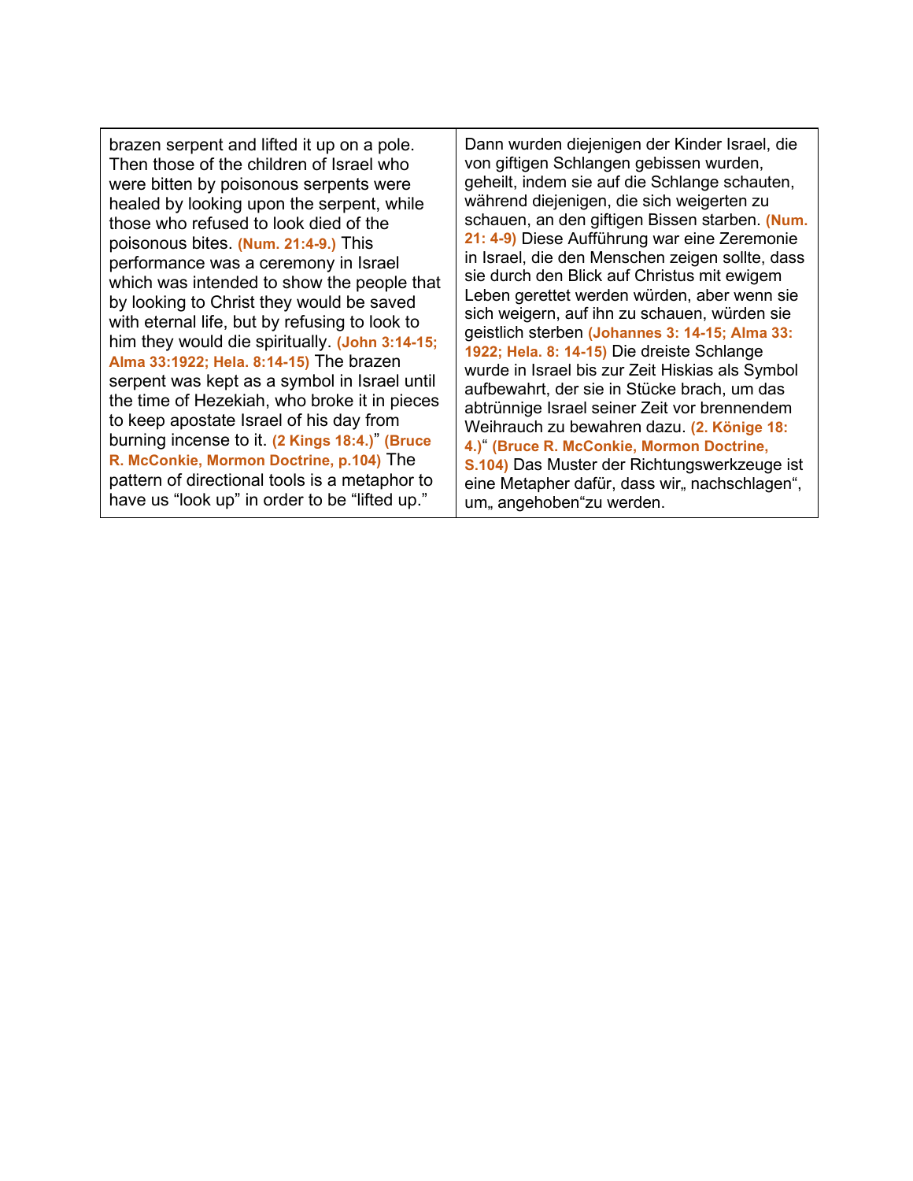| | |
|---|---|
| brazen serpent and lifted it up on a pole. Then those of the children of Israel who were bitten by poisonous serpents were healed by looking upon the serpent, while those who refused to look died of the poisonous bites. **(Num. 21:4-9.)** This performance was a ceremony in Israel which was intended to show the people that by looking to Christ they would be saved with eternal life, but by refusing to look to him they would die spiritually. **(John 3:14-15; Alma 33:1922; Hela. 8:14-15)** The brazen serpent was kept as a symbol in Israel until the time of Hezekiah, who broke it in pieces to keep apostate Israel of his day from burning incense to it. **(2 Kings 18:4.)**" **(Bruce R. McConkie, Mormon Doctrine, p.104)** The pattern of directional tools is a metaphor to have us "look up" in order to be "lifted up." | Dann wurden diejenigen der Kinder Israel, die von giftigen Schlangen gebissen wurden, geheilt, indem sie auf die Schlange schauten, während diejenigen, die sich weigerten zu schauen, an den giftigen Bissen starben. **(Num. 21: 4-9)** Diese Aufführung war eine Zeremonie in Israel, die den Menschen zeigen sollte, dass sie durch den Blick auf Christus mit ewigem Leben gerettet werden würden, aber wenn sie sich weigern, auf ihn zu schauen, würden sie geistlich sterben **(Johannes 3: 14-15; Alma 33: 1922; Hela. 8: 14-15)** Die dreiste Schlange wurde in Israel bis zur Zeit Hiskias als Symbol aufbewahrt, der sie in Stücke brach, um das abtrünnige Israel seiner Zeit vor brennendem Weihrauch zu bewahren dazu. **(2. Könige 18: 4.)**" **(Bruce R. McConkie, Mormon Doctrine, S.104)** Das Muster der Richtungswerkzeuge ist eine Metapher dafür, dass wir„ nachschlagen", um„ angehoben"zu werden. |